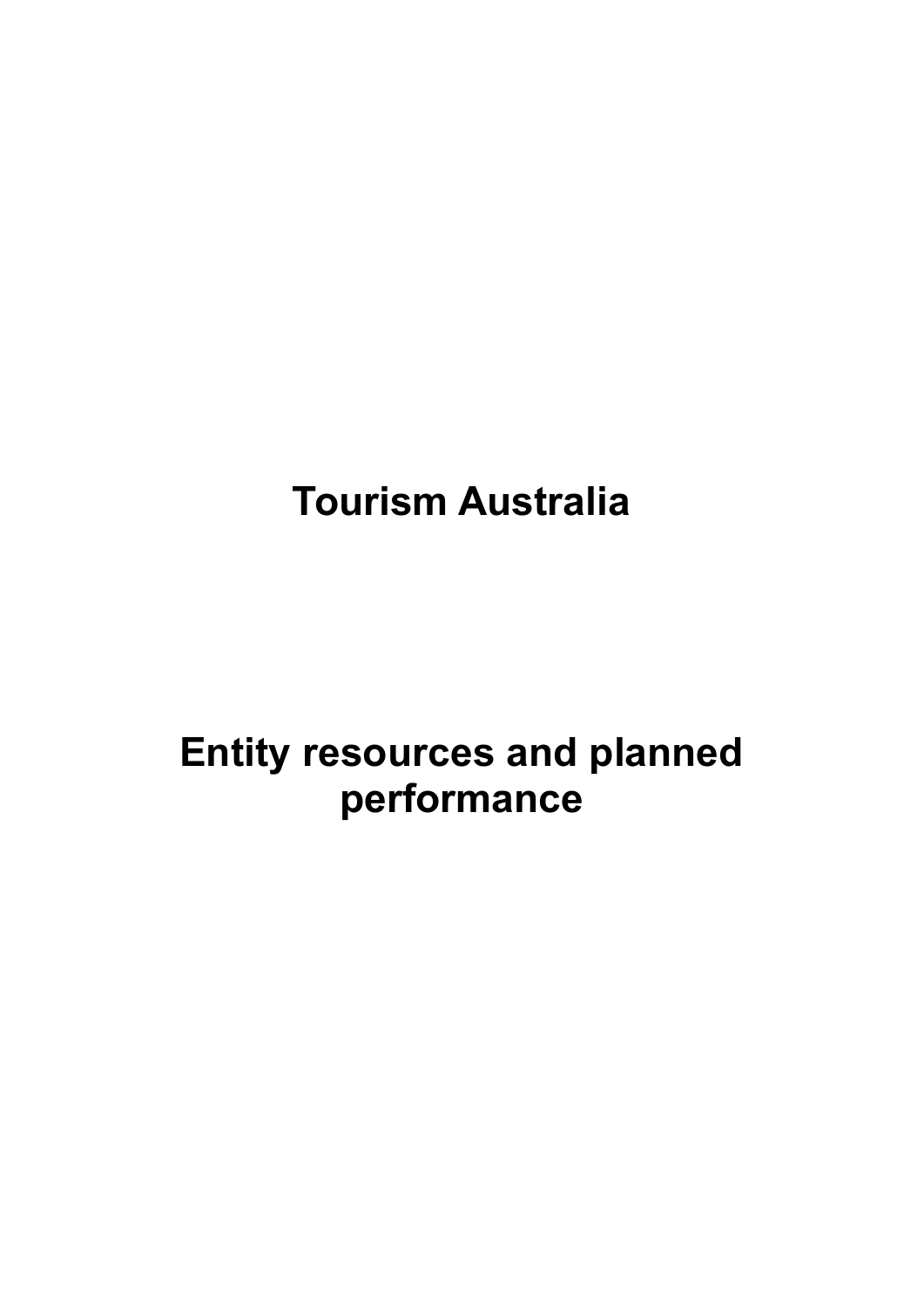# Tourism Australia

# Entity resources and planned performance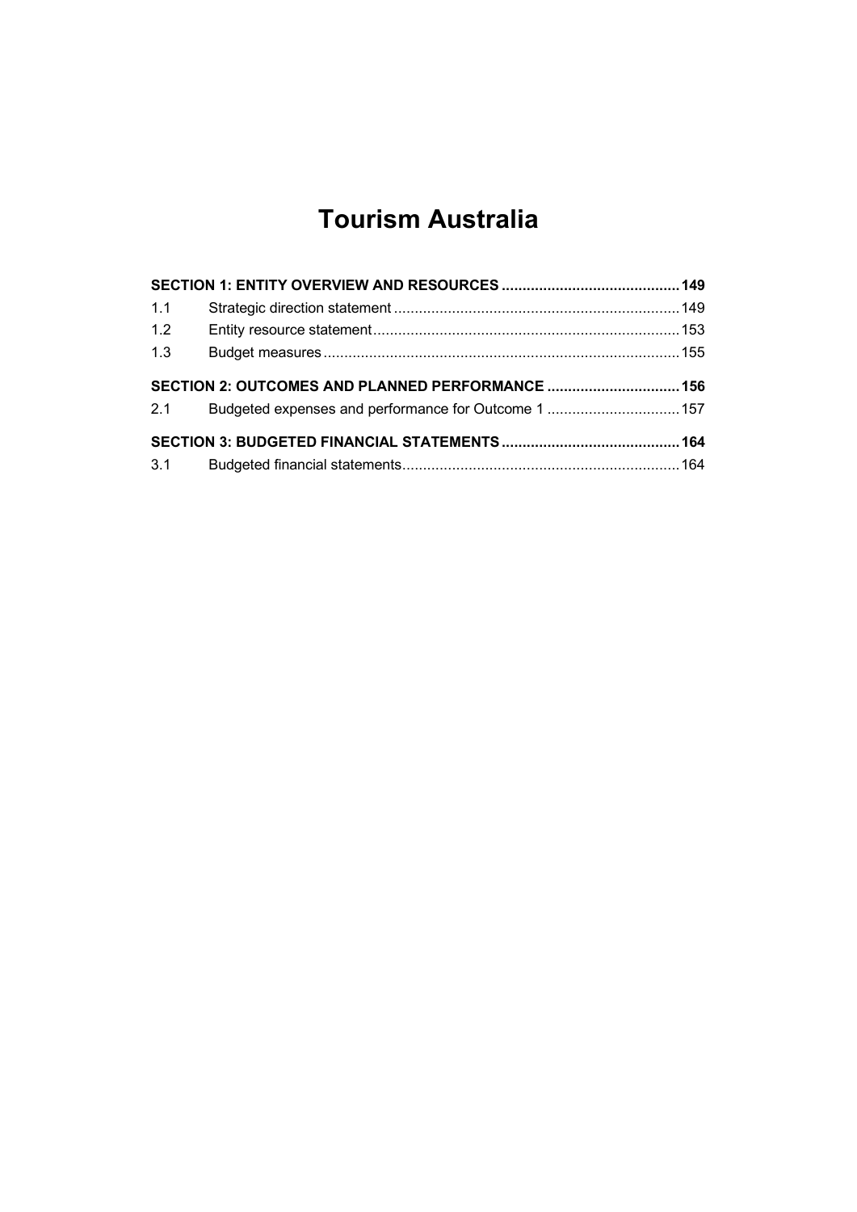# Tourism Australia

| | | |
|---|---|---|
| **SECTION 1: ENTITY OVERVIEW AND RESOURCES** | | **149** |
| 1.1 | Strategic direction statement | 149 |
| 1.2 | Entity resource statement | 153 |
| 1.3 | Budget measures | 155 |
| **SECTION 2: OUTCOMES AND PLANNED PERFORMANCE** | | **156** |
| 2.1 | Budgeted expenses and performance for Outcome 1 | 157 |
| **SECTION 3: BUDGETED FINANCIAL STATEMENTS** | | **164** |
| 3.1 | Budgeted financial statements | 164 |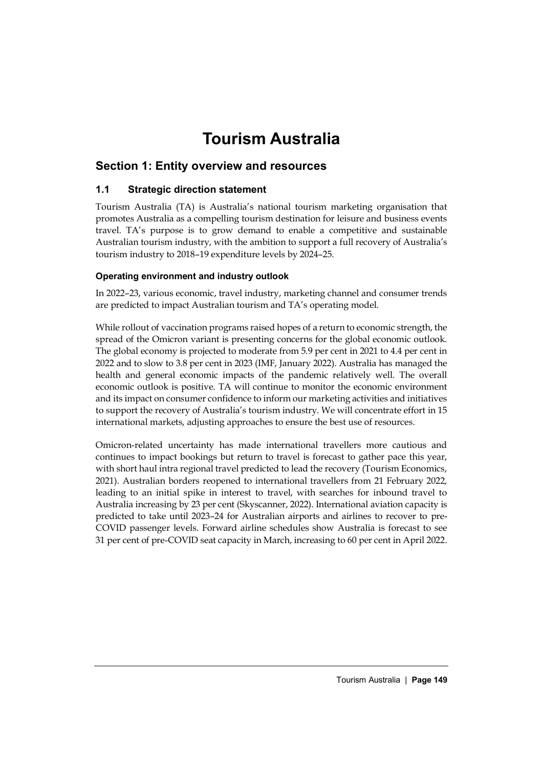# Tourism Australia

## Section 1: Entity overview and resources

### 1.1 Strategic direction statement

Tourism Australia (TA) is Australia's national tourism marketing organisation that promotes Australia as a compelling tourism destination for leisure and business events travel. TA's purpose is to grow demand to enable a competitive and sustainable Australian tourism industry, with the ambition to support a full recovery of Australia's tourism industry to 2018–19 expenditure levels by 2024–25.

#### Operating environment and industry outlook

In 2022–23, various economic, travel industry, marketing channel and consumer trends are predicted to impact Australian tourism and TA's operating model.

While rollout of vaccination programs raised hopes of a return to economic strength, the spread of the Omicron variant is presenting concerns for the global economic outlook. The global economy is projected to moderate from 5.9 per cent in 2021 to 4.4 per cent in 2022 and to slow to 3.8 per cent in 2023 (IMF, January 2022). Australia has managed the health and general economic impacts of the pandemic relatively well. The overall economic outlook is positive. TA will continue to monitor the economic environment and its impact on consumer confidence to inform our marketing activities and initiatives to support the recovery of Australia's tourism industry. We will concentrate effort in 15 international markets, adjusting approaches to ensure the best use of resources.

Omicron-related uncertainty has made international travellers more cautious and continues to impact bookings but return to travel is forecast to gather pace this year, with short haul intra regional travel predicted to lead the recovery (Tourism Economics, 2021). Australian borders reopened to international travellers from 21 February 2022, leading to an initial spike in interest to travel, with searches for inbound travel to Australia increasing by 23 per cent (Skyscanner, 2022). International aviation capacity is predicted to take until 2023–24 for Australian airports and airlines to recover to pre-COVID passenger levels. Forward airline schedules show Australia is forecast to see 31 per cent of pre-COVID seat capacity in March, increasing to 60 per cent in April 2022.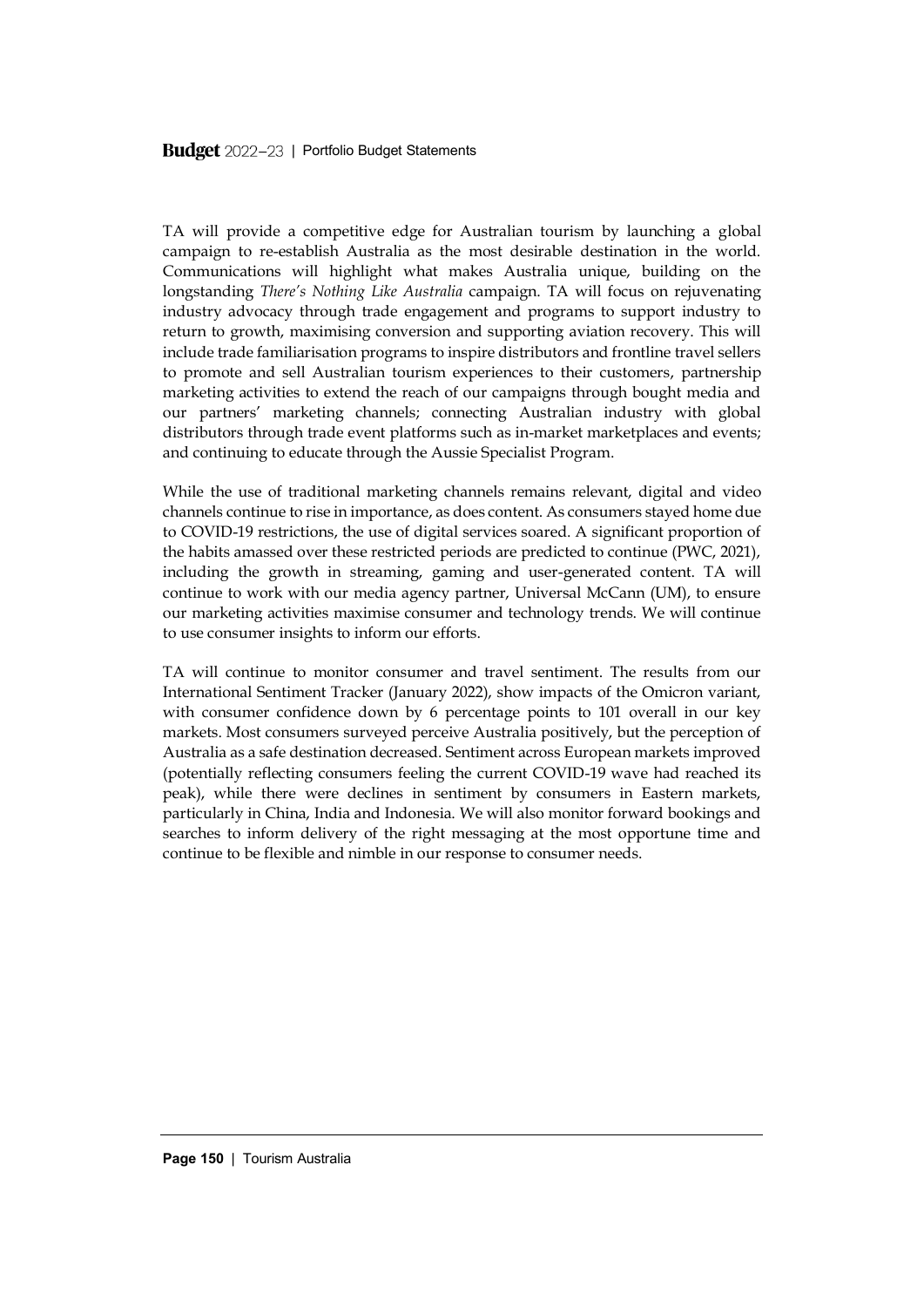TA will provide a competitive edge for Australian tourism by launching a global campaign to re-establish Australia as the most desirable destination in the world. Communications will highlight what makes Australia unique, building on the longstanding *There's Nothing Like Australia* campaign. TA will focus on rejuvenating industry advocacy through trade engagement and programs to support industry to return to growth, maximising conversion and supporting aviation recovery. This will include trade familiarisation programs to inspire distributors and frontline travel sellers to promote and sell Australian tourism experiences to their customers, partnership marketing activities to extend the reach of our campaigns through bought media and our partners' marketing channels; connecting Australian industry with global distributors through trade event platforms such as in-market marketplaces and events; and continuing to educate through the Aussie Specialist Program.

While the use of traditional marketing channels remains relevant, digital and video channels continue to rise in importance, as does content. As consumers stayed home due to COVID-19 restrictions, the use of digital services soared. A significant proportion of the habits amassed over these restricted periods are predicted to continue (PWC, 2021), including the growth in streaming, gaming and user-generated content. TA will continue to work with our media agency partner, Universal McCann (UM), to ensure our marketing activities maximise consumer and technology trends. We will continue to use consumer insights to inform our efforts.

TA will continue to monitor consumer and travel sentiment. The results from our International Sentiment Tracker (January 2022), show impacts of the Omicron variant, with consumer confidence down by 6 percentage points to 101 overall in our key markets. Most consumers surveyed perceive Australia positively, but the perception of Australia as a safe destination decreased. Sentiment across European markets improved (potentially reflecting consumers feeling the current COVID-19 wave had reached its peak), while there were declines in sentiment by consumers in Eastern markets, particularly in China, India and Indonesia. We will also monitor forward bookings and searches to inform delivery of the right messaging at the most opportune time and continue to be flexible and nimble in our response to consumer needs.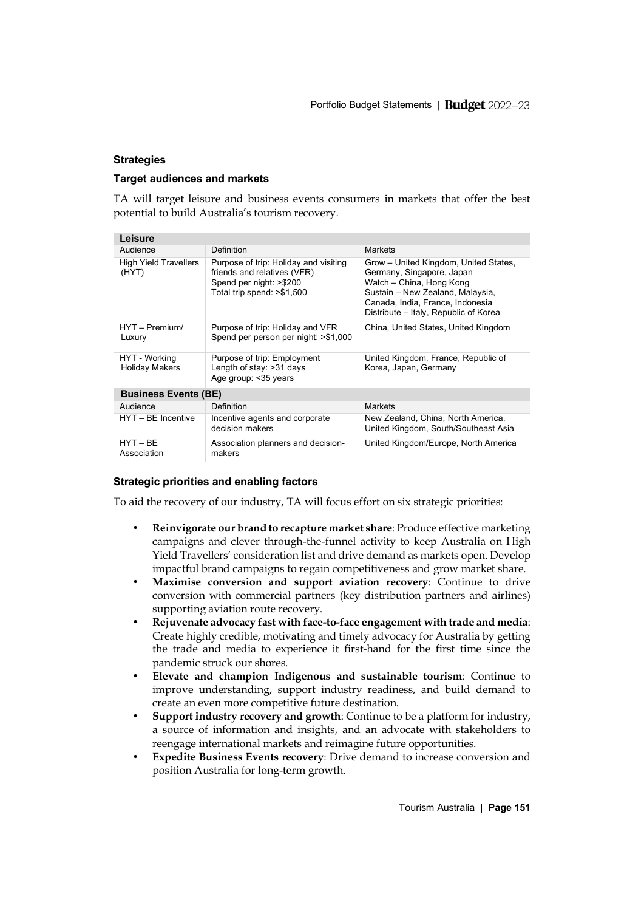### Strategies

#### Target audiences and markets

TA will target leisure and business events consumers in markets that offer the best potential to build Australia's tourism recovery.

| **Leisure** | | |
|---|---|---|
| Audience | Definition | Markets |
| High Yield Travellers (HYT) | Purpose of trip: Holiday and visiting friends and relatives (VFR)<br>Spend per night: >$200<br>Total trip spend: >$1,500 | Grow – United Kingdom, United States, Germany, Singapore, Japan<br>Watch – China, Hong Kong<br>Sustain – New Zealand, Malaysia, Canada, India, France, Indonesia<br>Distribute – Italy, Republic of Korea |
| HYT – Premium/ Luxury | Purpose of trip: Holiday and VFR<br>Spend per person per night: >$1,000 | China, United States, United Kingdom |
| HYT - Working Holiday Makers | Purpose of trip: Employment<br>Length of stay: >31 days<br>Age group: <35 years | United Kingdom, France, Republic of Korea, Japan, Germany |
| **Business Events (BE)** | | |
| Audience | Definition | Markets |
| HYT – BE Incentive | Incentive agents and corporate decision makers | New Zealand, China, North America, United Kingdom, South/Southeast Asia |
| HYT – BE Association | Association planners and decision-makers | United Kingdom/Europe, North America |

#### Strategic priorities and enabling factors

To aid the recovery of our industry, TA will focus effort on six strategic priorities:

- **Reinvigorate our brand to recapture market share**: Produce effective marketing campaigns and clever through-the-funnel activity to keep Australia on High Yield Travellers' consideration list and drive demand as markets open. Develop impactful brand campaigns to regain competitiveness and grow market share.
- **Maximise conversion and support aviation recovery**: Continue to drive conversion with commercial partners (key distribution partners and airlines) supporting aviation route recovery.
- **Rejuvenate advocacy fast with face-to-face engagement with trade and media**: Create highly credible, motivating and timely advocacy for Australia by getting the trade and media to experience it first-hand for the first time since the pandemic struck our shores.
- **Elevate and champion Indigenous and sustainable tourism**: Continue to improve understanding, support industry readiness, and build demand to create an even more competitive future destination.
- **Support industry recovery and growth**: Continue to be a platform for industry, a source of information and insights, and an advocate with stakeholders to reengage international markets and reimagine future opportunities.
- **Expedite Business Events recovery**: Drive demand to increase conversion and position Australia for long-term growth.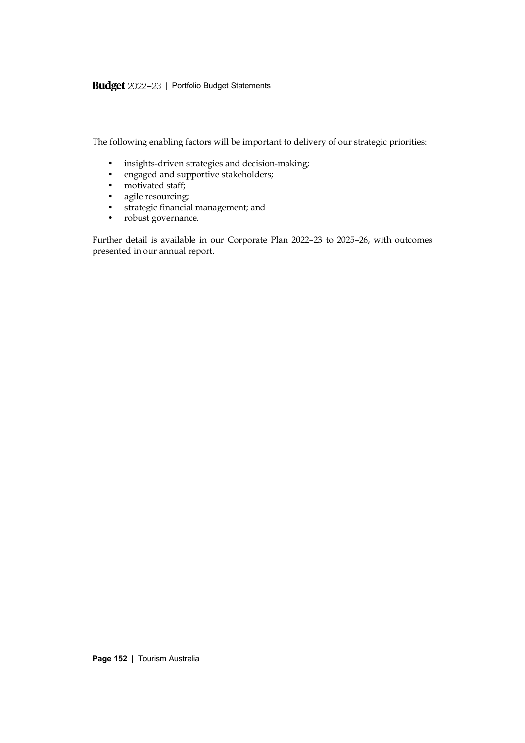The following enabling factors will be important to delivery of our strategic priorities:

- insights-driven strategies and decision-making;
- engaged and supportive stakeholders;
- motivated staff;
- agile resourcing;
- strategic financial management; and
- robust governance.

Further detail is available in our Corporate Plan 2022–23 to 2025–26, with outcomes presented in our annual report.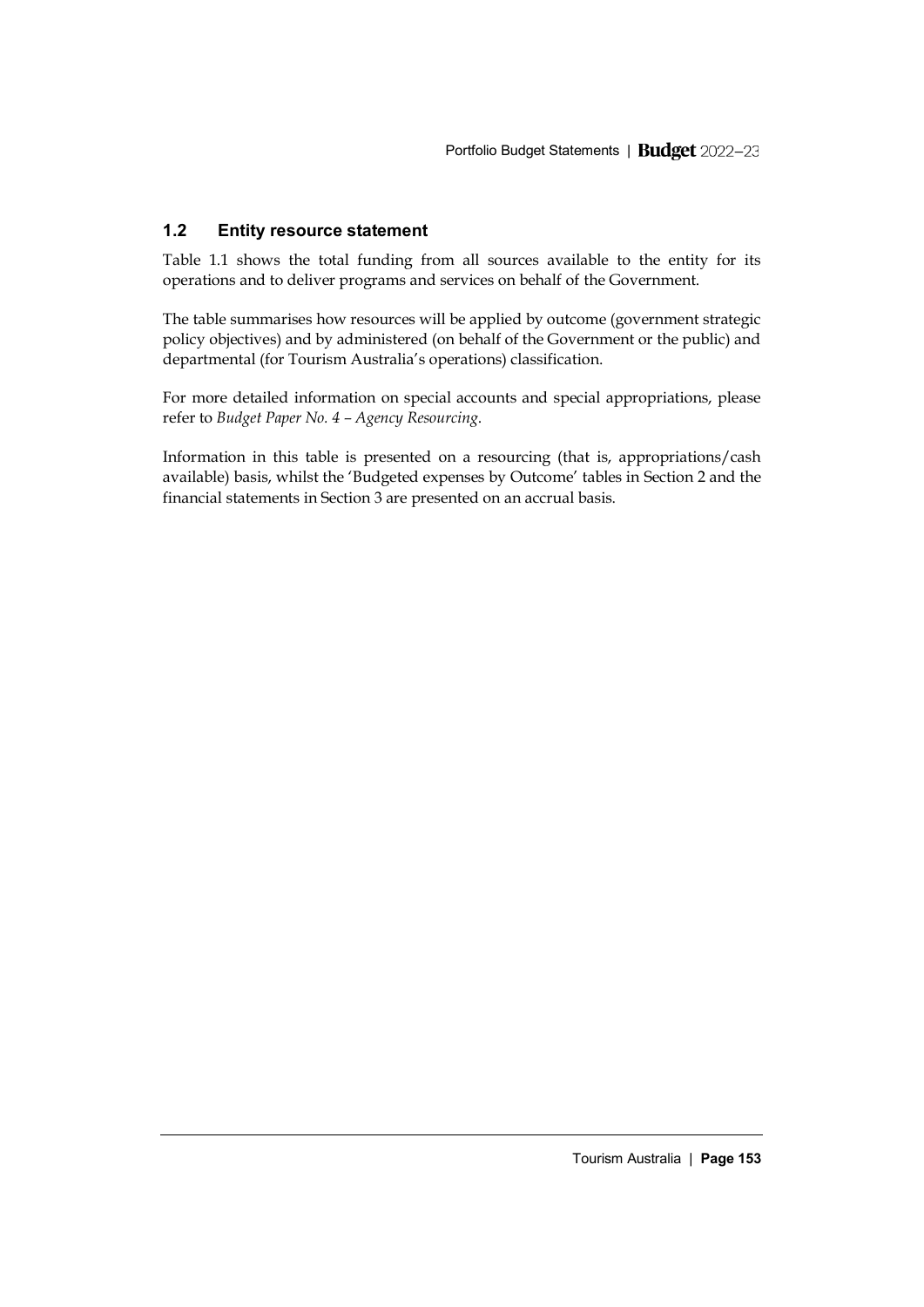## 1.2 Entity resource statement

Table 1.1 shows the total funding from all sources available to the entity for its operations and to deliver programs and services on behalf of the Government.

The table summarises how resources will be applied by outcome (government strategic policy objectives) and by administered (on behalf of the Government or the public) and departmental (for Tourism Australia's operations) classification.

For more detailed information on special accounts and special appropriations, please refer to *Budget Paper No. 4 – Agency Resourcing*.

Information in this table is presented on a resourcing (that is, appropriations/cash available) basis, whilst the 'Budgeted expenses by Outcome' tables in Section 2 and the financial statements in Section 3 are presented on an accrual basis.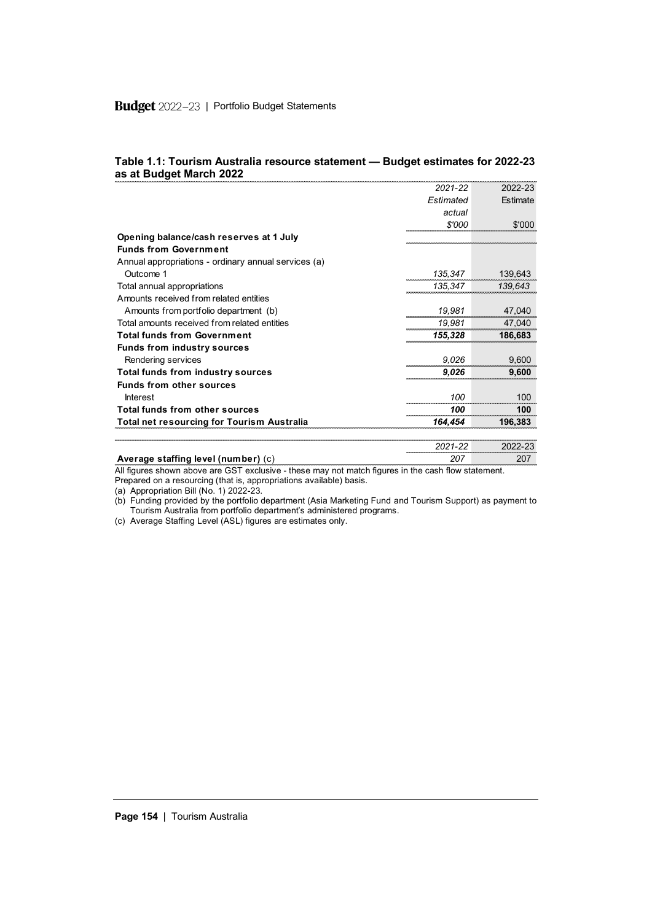**Table 1.1: Tourism Australia resource statement — Budget estimates for 2022-23 as at Budget March 2022**

| | 2021-22 Estimated actual $'000 | 2022-23 Estimate $'000 |
|---|---|---|
| **Opening balance/cash reserves at 1 July** | | |
| **Funds from Government** | | |
| Annual appropriations - ordinary annual services (a) | | |
| Outcome 1 | *135,347* | 139,643 |
| Total annual appropriations | *135,347* | *139,643* |
| Amounts received from related entities | | |
| Amounts from portfolio department (b) | *19,981* | 47,040 |
| Total amounts received from related entities | *19,981* | 47,040 |
| **Total funds from Government** | ***155,328*** | **186,683** |
| **Funds from industry sources** | | |
| Rendering services | *9,026* | 9,600 |
| **Total funds from industry sources** | ***9,026*** | **9,600** |
| **Funds from other sources** | | |
| Interest | *100* | 100 |
| **Total funds from other sources** | ***100*** | **100** |
| **Total net resourcing for Tourism Australia** | ***164,454*** | **196,383** |

| | 2021-22 | 2022-23 |
|---|---|---|
| **Average staffing level (number)** (c) | *207* | 207 |

All figures shown above are GST exclusive - these may not match figures in the cash flow statement.
Prepared on a resourcing (that is, appropriations available) basis.

(a) Appropriation Bill (No. 1) 2022-23.

(b) Funding provided by the portfolio department (Asia Marketing Fund and Tourism Support) as payment to Tourism Australia from portfolio department's administered programs.

(c) Average Staffing Level (ASL) figures are estimates only.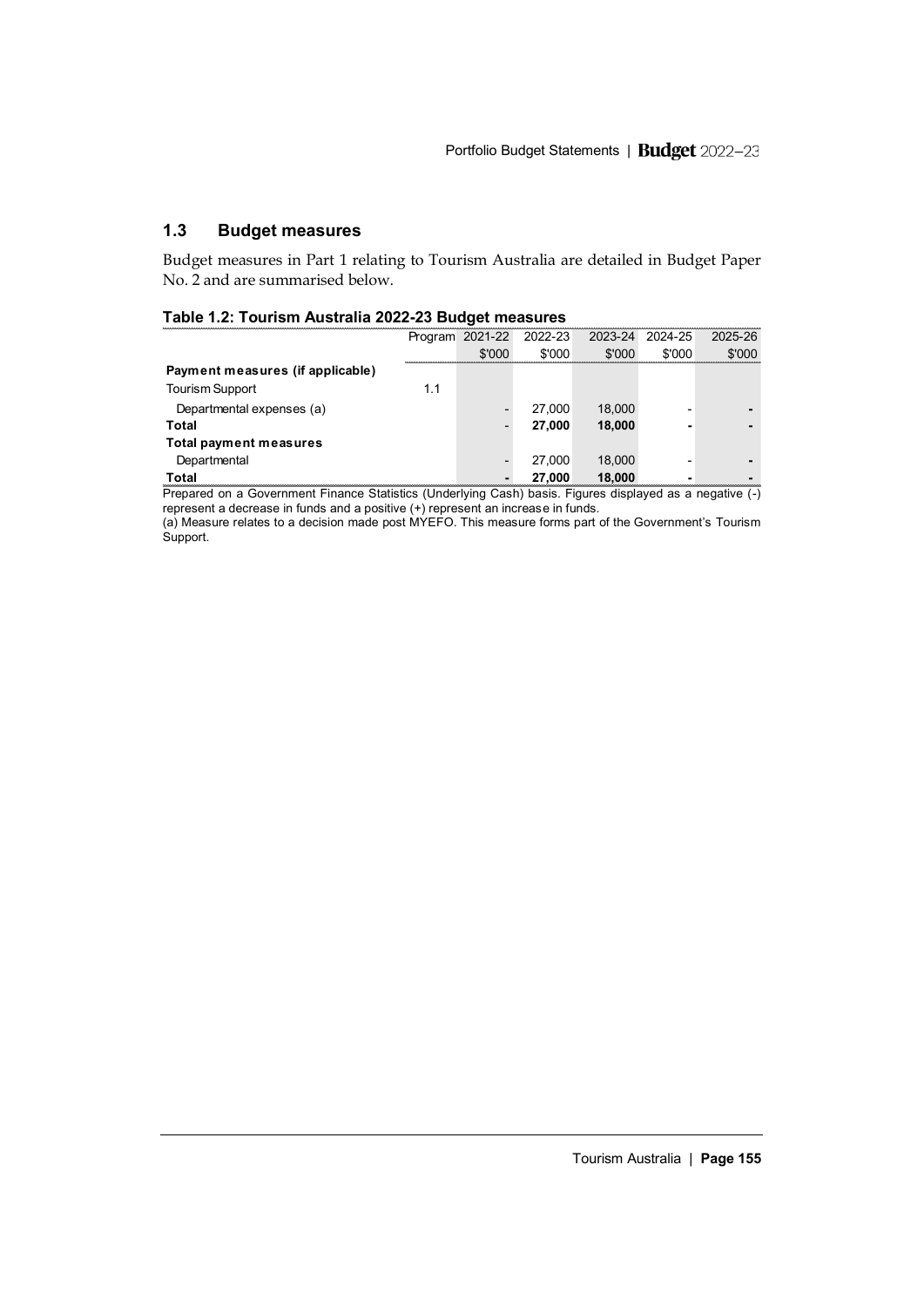## 1.3 Budget measures

Budget measures in Part 1 relating to Tourism Australia are detailed in Budget Paper No. 2 and are summarised below.

**Table 1.2: Tourism Australia 2022-23 Budget measures**

| | Program | 2021-22 | 2022-23 | 2023-24 | 2024-25 | 2025-26 |
|---|---|---|---|---|---|---|
| | | $'000 | $'000 | $'000 | $'000 | $'000 |
| **Payment measures (if applicable)** | | | | | | |
| Tourism Support | 1.1 | | | | | |
| Departmental expenses (a) | | - | 27,000 | 18,000 | - | - |
| **Total** | | - | **27,000** | **18,000** | - | - |
| **Total payment measures** | | | | | | |
| Departmental | | - | 27,000 | 18,000 | - | - |
| **Total** | | - | **27,000** | **18,000** | - | - |

Prepared on a Government Finance Statistics (Underlying Cash) basis. Figures displayed as a negative (-) represent a decrease in funds and a positive (+) represent an increase in funds.

(a) Measure relates to a decision made post MYEFO. This measure forms part of the Government's Tourism Support.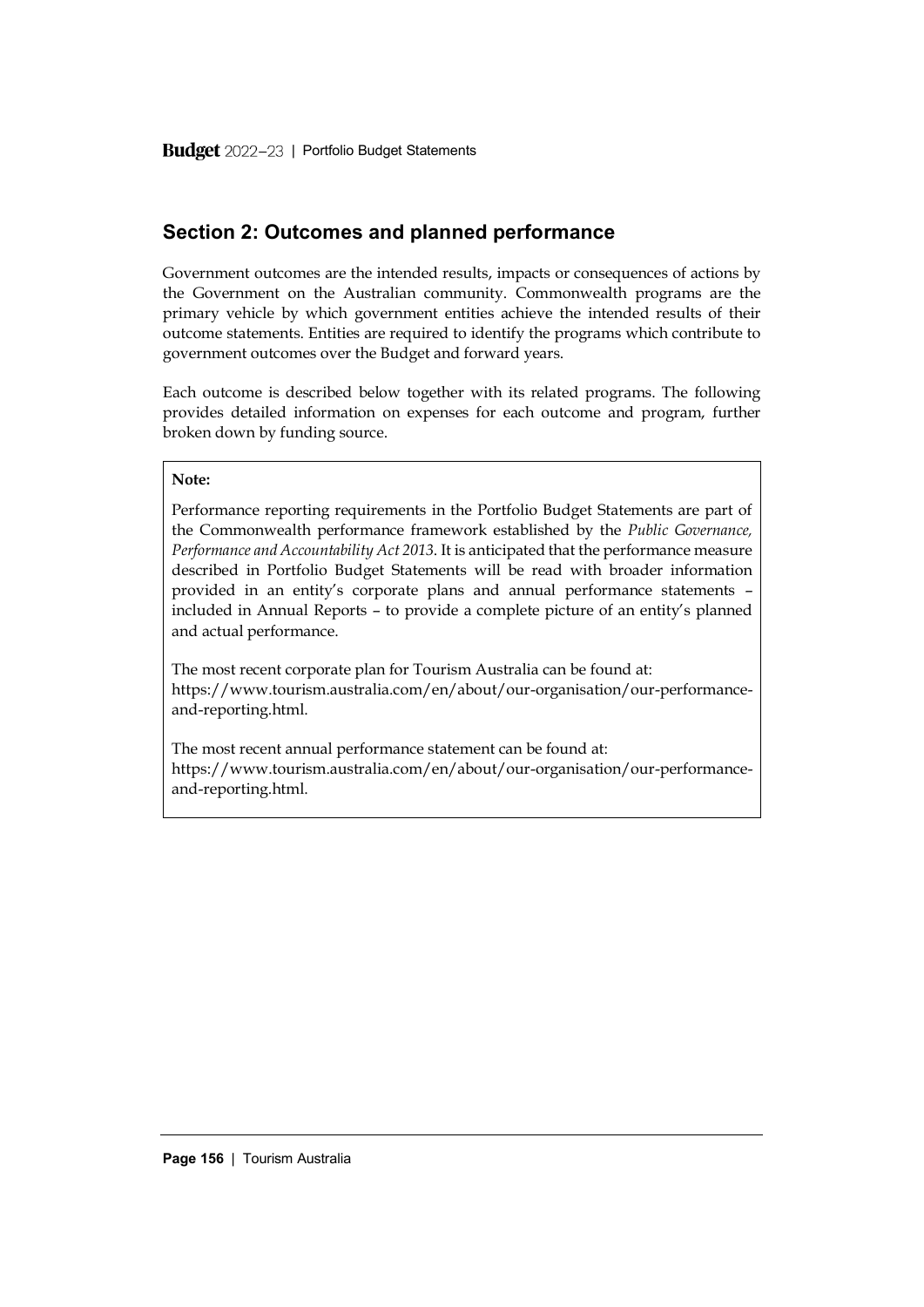## Section 2: Outcomes and planned performance

Government outcomes are the intended results, impacts or consequences of actions by the Government on the Australian community. Commonwealth programs are the primary vehicle by which government entities achieve the intended results of their outcome statements. Entities are required to identify the programs which contribute to government outcomes over the Budget and forward years.

Each outcome is described below together with its related programs. The following provides detailed information on expenses for each outcome and program, further broken down by funding source.

**Note:**

Performance reporting requirements in the Portfolio Budget Statements are part of the Commonwealth performance framework established by the *Public Governance, Performance and Accountability Act 2013*. It is anticipated that the performance measure described in Portfolio Budget Statements will be read with broader information provided in an entity's corporate plans and annual performance statements – included in Annual Reports – to provide a complete picture of an entity's planned and actual performance.

The most recent corporate plan for Tourism Australia can be found at: https://www.tourism.australia.com/en/about/our-organisation/our-performance-and-reporting.html.

The most recent annual performance statement can be found at: https://www.tourism.australia.com/en/about/our-organisation/our-performance-and-reporting.html.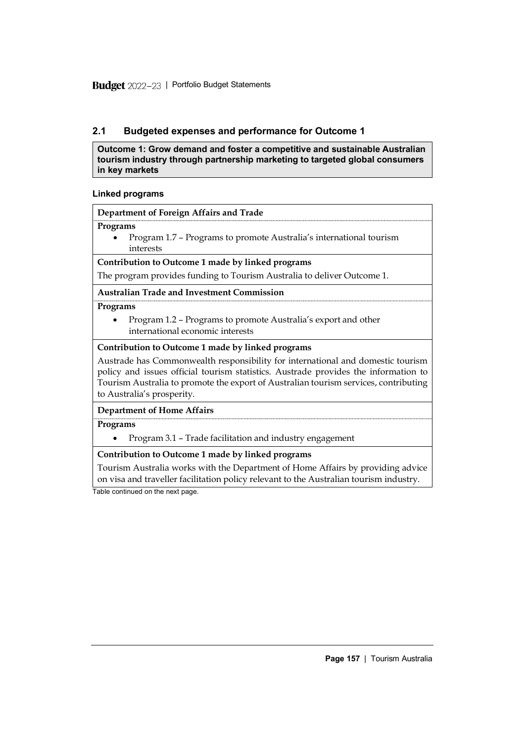## 2.1 Budgeted expenses and performance for Outcome 1

**Outcome 1: Grow demand and foster a competitive and sustainable Australian tourism industry through partnership marketing to targeted global consumers in key markets**

### Linked programs

| |
|---|
| **Department of Foreign Affairs and Trade** |
| **Programs**<br>• Program 1.7 – Programs to promote Australia's international tourism interests |
| **Contribution to Outcome 1 made by linked programs** |
| The program provides funding to Tourism Australia to deliver Outcome 1. |
| **Australian Trade and Investment Commission** |
| **Programs**<br>• Program 1.2 – Programs to promote Australia's export and other international economic interests |
| **Contribution to Outcome 1 made by linked programs** |
| Austrade has Commonwealth responsibility for international and domestic tourism policy and issues official tourism statistics. Austrade provides the information to Tourism Australia to promote the export of Australian tourism services, contributing to Australia's prosperity. |
| **Department of Home Affairs** |
| **Programs**<br>• Program 3.1 – Trade facilitation and industry engagement |
| **Contribution to Outcome 1 made by linked programs** |
| Tourism Australia works with the Department of Home Affairs by providing advice on visa and traveller facilitation policy relevant to the Australian tourism industry. |

Table continued on the next page.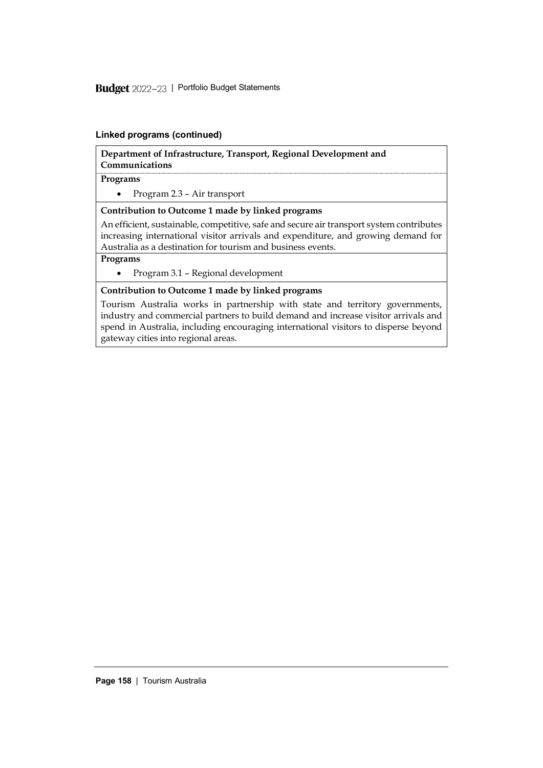### Linked programs (continued)

**Department of Infrastructure, Transport, Regional Development and Communications**

**Programs**

- Program 2.3 – Air transport

**Contribution to Outcome 1 made by linked programs**

An efficient, sustainable, competitive, safe and secure air transport system contributes increasing international visitor arrivals and expenditure, and growing demand for Australia as a destination for tourism and business events.

**Programs**

- Program 3.1 – Regional development

**Contribution to Outcome 1 made by linked programs**

Tourism Australia works in partnership with state and territory governments, industry and commercial partners to build demand and increase visitor arrivals and spend in Australia, including encouraging international visitors to disperse beyond gateway cities into regional areas.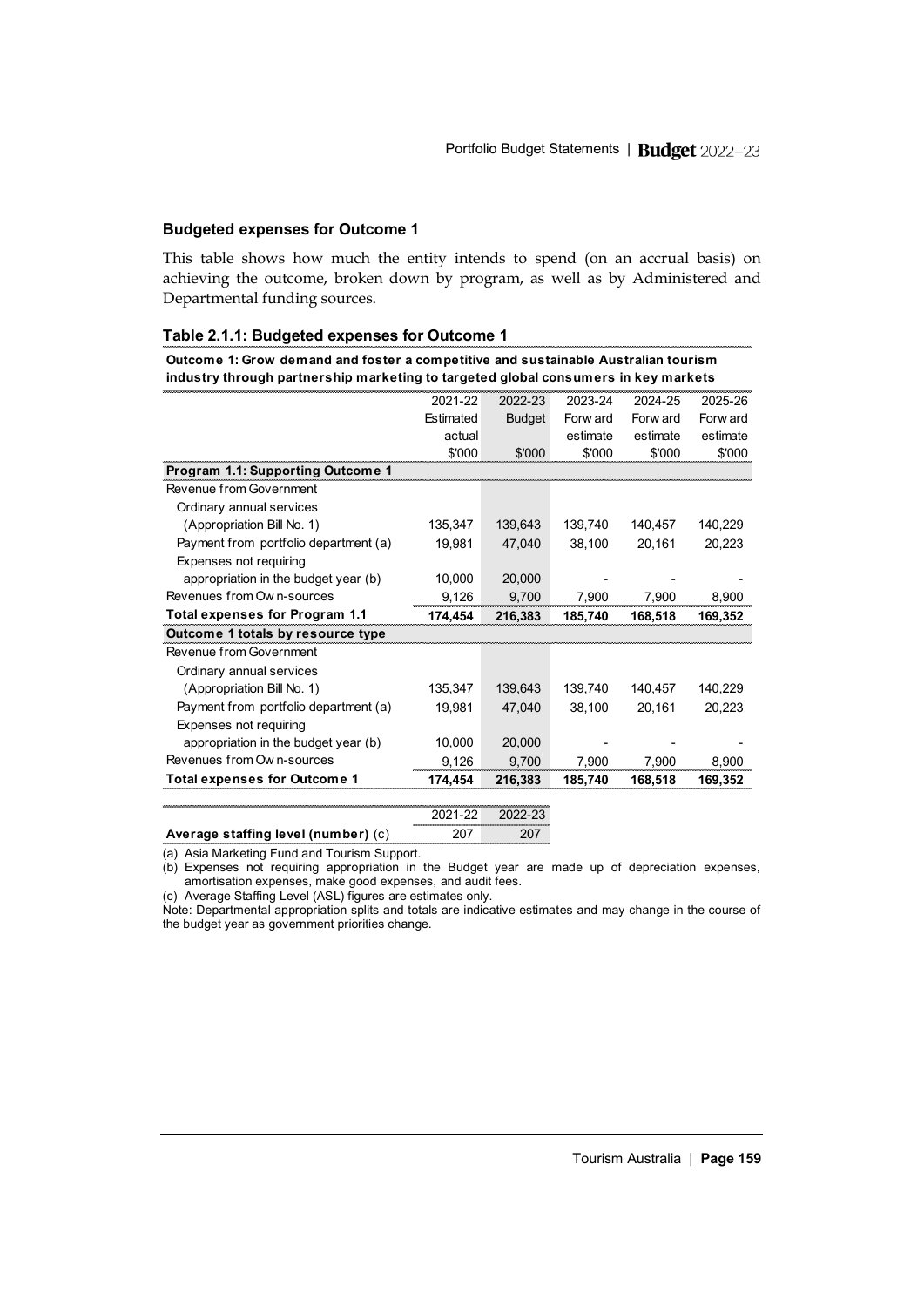### Budgeted expenses for Outcome 1

This table shows how much the entity intends to spend (on an accrual basis) on achieving the outcome, broken down by program, as well as by Administered and Departmental funding sources.

#### Table 2.1.1: Budgeted expenses for Outcome 1

**Outcome 1: Grow demand and foster a competitive and sustainable Australian tourism industry through partnership marketing to targeted global consumers in key markets**

| | 2021-22 Estimated actual $'000 | 2022-23 Budget $'000 | 2023-24 Forward estimate $'000 | 2024-25 Forward estimate $'000 | 2025-26 Forward estimate $'000 |
|---|---|---|---|---|---|
| **Program 1.1: Supporting Outcome 1** | | | | | |
| Revenue from Government | | | | | |
| Ordinary annual services (Appropriation Bill No. 1) | 135,347 | 139,643 | 139,740 | 140,457 | 140,229 |
| Payment from portfolio department (a) | 19,981 | 47,040 | 38,100 | 20,161 | 20,223 |
| Expenses not requiring appropriation in the budget year (b) | 10,000 | 20,000 | - | - | - |
| Revenues from Own-sources | 9,126 | 9,700 | 7,900 | 7,900 | 8,900 |
| **Total expenses for Program 1.1** | **174,454** | **216,383** | **185,740** | **168,518** | **169,352** |
| **Outcome 1 totals by resource type** | | | | | |
| Revenue from Government | | | | | |
| Ordinary annual services (Appropriation Bill No. 1) | 135,347 | 139,643 | 139,740 | 140,457 | 140,229 |
| Payment from portfolio department (a) | 19,981 | 47,040 | 38,100 | 20,161 | 20,223 |
| Expenses not requiring appropriation in the budget year (b) | 10,000 | 20,000 | - | - | - |
| Revenues from Own-sources | 9,126 | 9,700 | 7,900 | 7,900 | 8,900 |
| **Total expenses for Outcome 1** | **174,454** | **216,383** | **185,740** | **168,518** | **169,352** |

| | 2021-22 | 2022-23 |
|---|---|---|
| **Average staffing level (number)** (c) | 207 | 207 |

(a) Asia Marketing Fund and Tourism Support.

(b) Expenses not requiring appropriation in the Budget year are made up of depreciation expenses, amortisation expenses, make good expenses, and audit fees.

(c) Average Staffing Level (ASL) figures are estimates only.

Note: Departmental appropriation splits and totals are indicative estimates and may change in the course of the budget year as government priorities change.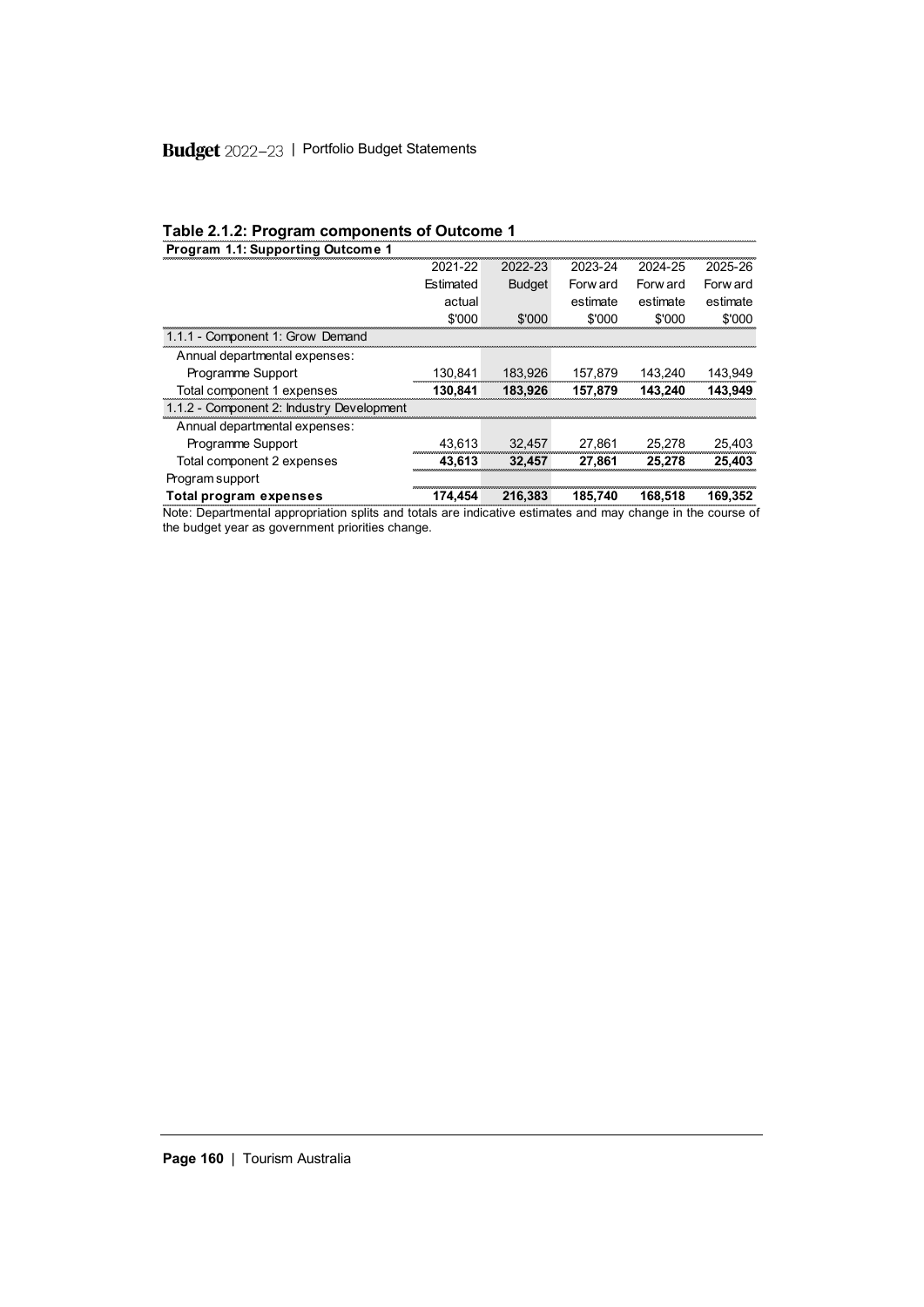**Table 2.1.2: Program components of Outcome 1**

| Program 1.1: Supporting Outcome 1 | 2021-22 Estimated actual $'000 | 2022-23 Budget $'000 | 2023-24 Forward estimate $'000 | 2024-25 Forward estimate $'000 | 2025-26 Forward estimate $'000 |
|---|---|---|---|---|---|
| 1.1.1 - Component 1: Grow Demand | | | | | |
| Annual departmental expenses: | | | | | |
| Programme Support | 130,841 | 183,926 | 157,879 | 143,240 | 143,949 |
| Total component 1 expenses | **130,841** | **183,926** | **157,879** | **143,240** | **143,949** |
| 1.1.2 - Component 2: Industry Development | | | | | |
| Annual departmental expenses: | | | | | |
| Programme Support | 43,613 | 32,457 | 27,861 | 25,278 | 25,403 |
| Total component 2 expenses | **43,613** | **32,457** | **27,861** | **25,278** | **25,403** |
| Program support | | | | | |
| **Total program expenses** | **174,454** | **216,383** | **185,740** | **168,518** | **169,352** |

Note: Departmental appropriation splits and totals are indicative estimates and may change in the course of the budget year as government priorities change.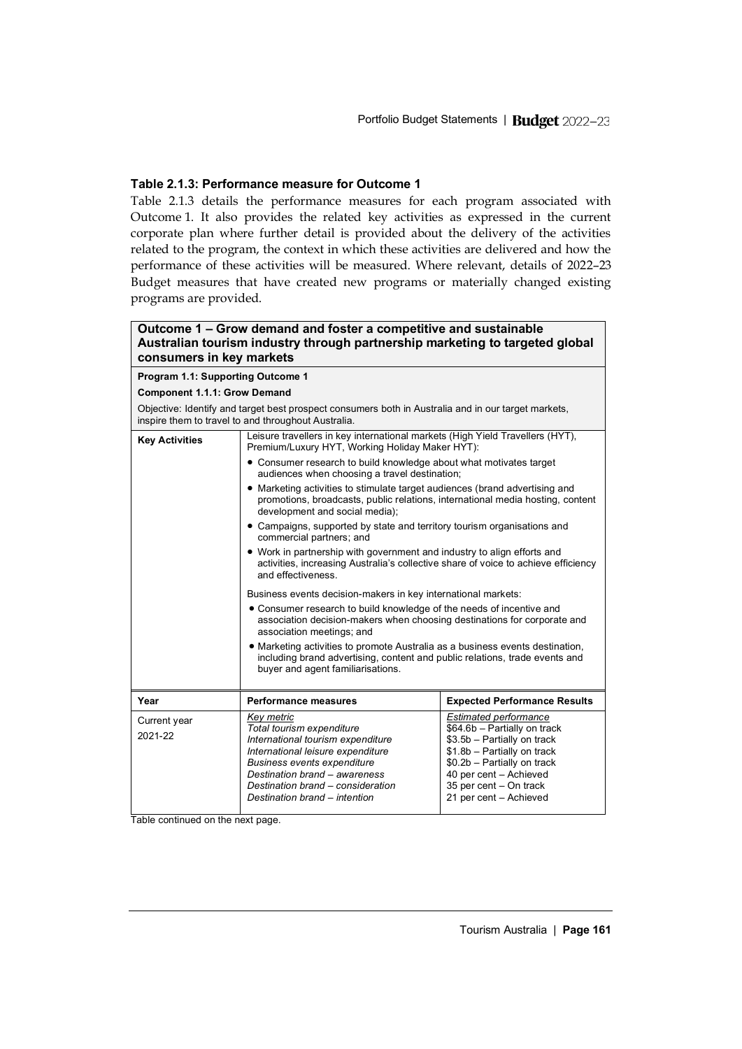#### Table 2.1.3: Performance measure for Outcome 1

Table 2.1.3 details the performance measures for each program associated with Outcome 1. It also provides the related key activities as expressed in the current corporate plan where further detail is provided about the delivery of the activities related to the program, the context in which these activities are delivered and how the performance of these activities will be measured. Where relevant, details of 2022–23 Budget measures that have created new programs or materially changed existing programs are provided.

| **Outcome 1 – Grow demand and foster a competitive and sustainable Australian tourism industry through partnership marketing to targeted global consumers in key markets** | | |
|---|---|---|
| **Program 1.1: Supporting Outcome 1**<br>**Component 1.1.1: Grow Demand**<br>Objective: Identify and target best prospect consumers both in Australia and in our target markets, inspire them to travel to and throughout Australia. | | |
| **Key Activities** | Leisure travellers in key international markets (High Yield Travellers (HYT), Premium/Luxury HYT, Working Holiday Maker HYT):<br>• Consumer research to build knowledge about what motivates target audiences when choosing a travel destination;<br>• Marketing activities to stimulate target audiences (brand advertising and promotions, broadcasts, public relations, international media hosting, content development and social media);<br>• Campaigns, supported by state and territory tourism organisations and commercial partners; and<br>• Work in partnership with government and industry to align efforts and activities, increasing Australia's collective share of voice to achieve efficiency and effectiveness.<br><br>Business events decision-makers in key international markets:<br>• Consumer research to build knowledge of the needs of incentive and association decision-makers when choosing destinations for corporate and association meetings; and<br>• Marketing activities to promote Australia as a business events destination, including brand advertising, content and public relations, trade events and buyer and agent familiarisations. | |
| **Year** | **Performance measures** | **Expected Performance Results** |
| Current year<br>2021-22 | *Key metric*<br>*Total tourism expenditure*<br>*International tourism expenditure*<br>*International leisure expenditure*<br>*Business events expenditure*<br>*Destination brand – awareness*<br>*Destination brand – consideration*<br>*Destination brand – intention* | *Estimated performance*<br>\$64.6b – Partially on track<br>\$3.5b – Partially on track<br>\$1.8b – Partially on track<br>\$0.2b – Partially on track<br>40 per cent – Achieved<br>35 per cent – On track<br>21 per cent – Achieved |

Table continued on the next page.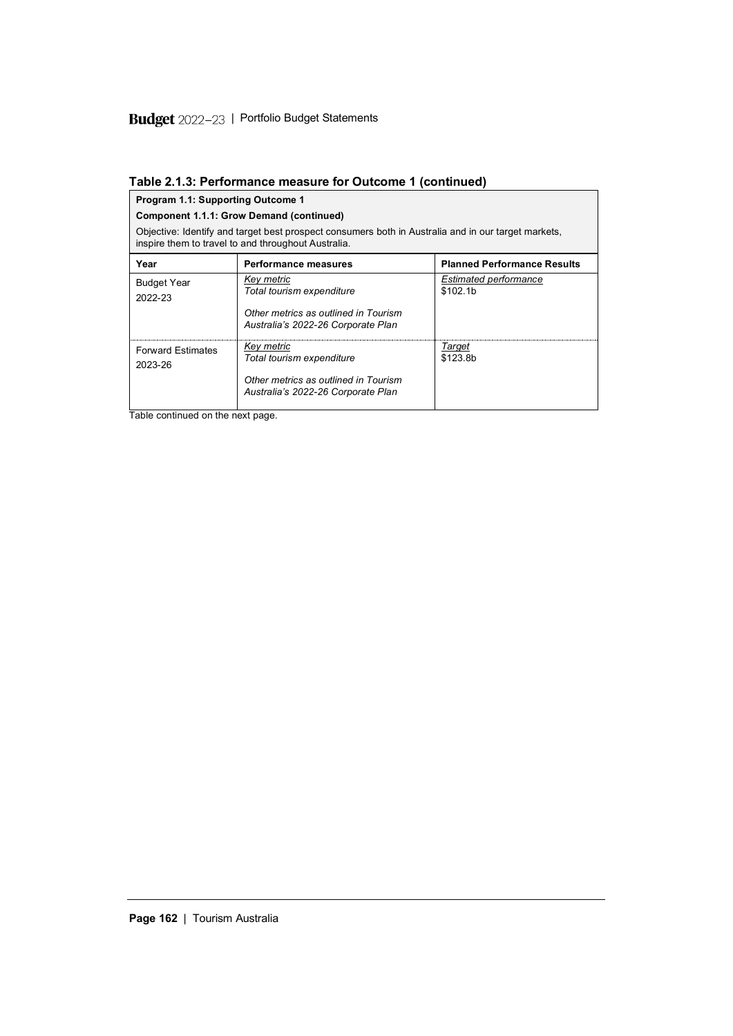**Table 2.1.3: Performance measure for Outcome 1 (continued)**

| Program 1.1: Supporting Outcome 1<br>Component 1.1.1: Grow Demand (continued)<br>Objective: Identify and target best prospect consumers both in Australia and in our target markets, inspire them to travel to and throughout Australia. | | |
|---|---|---|
| **Year** | **Performance measures** | **Planned Performance Results** |
| Budget Year<br>2022-23 | *Key metric*<br>*Total tourism expenditure*<br><br>*Other metrics as outlined in Tourism Australia's 2022-26 Corporate Plan* | *Estimated performance*<br>$102.1b |
| Forward Estimates<br>2023-26 | *Key metric*<br>*Total tourism expenditure*<br><br>*Other metrics as outlined in Tourism Australia's 2022-26 Corporate Plan* | *Target*<br>$123.8b |

Table continued on the next page.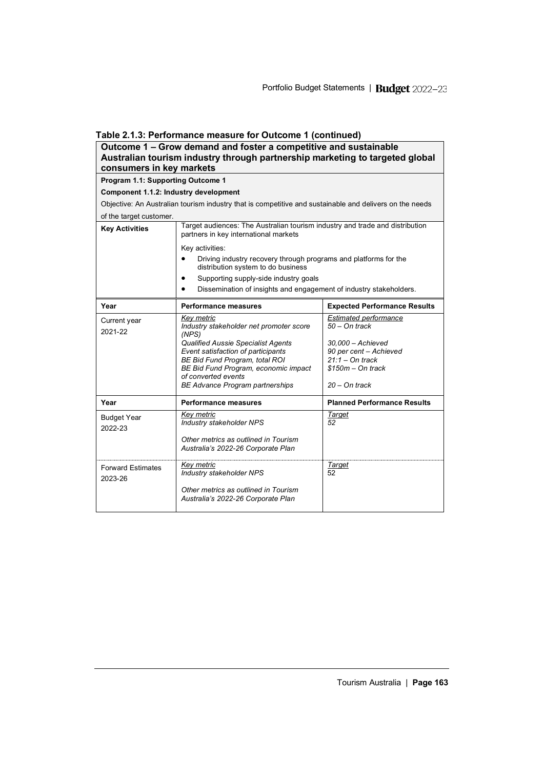**Table 2.1.3: Performance measure for Outcome 1 (continued)**

| **Outcome 1 – Grow demand and foster a competitive and sustainable Australian tourism industry through partnership marketing to targeted global consumers in key markets** | | |
|---|---|---|
| **Program 1.1: Supporting Outcome 1** | | |
| **Component 1.1.2: Industry development** | | |
| Objective: An Australian tourism industry that is competitive and sustainable and delivers on the needs of the target customer. | | |
| **Key Activities** | Target audiences: The Australian tourism industry and trade and distribution partners in key international markets<br><br>Key activities:<br>• Driving industry recovery through programs and platforms for the distribution system to do business<br>• Supporting supply-side industry goals<br>• Dissemination of insights and engagement of industry stakeholders. | |
| **Year** | **Performance measures** | **Expected Performance Results** |
| Current year 2021-22 | *Key metric*<br>*Industry stakeholder net promoter score (NPS)*<br>*Qualified Aussie Specialist Agents*<br>*Event satisfaction of participants*<br>*BE Bid Fund Program, total ROI*<br>*BE Bid Fund Program, economic impact of converted events*<br>*BE Advance Program partnerships* | *Estimated performance*<br>*50 – On track*<br>*30,000 – Achieved*<br>*90 per cent – Achieved*<br>*21:1 – On track*<br>*$150m – On track*<br>*20 – On track* |
| **Year** | **Performance measures** | **Planned Performance Results** |
| Budget Year 2022-23 | *Key metric*<br>*Industry stakeholder NPS*<br><br>*Other metrics as outlined in Tourism Australia's 2022-26 Corporate Plan* | *Target*<br>*52* |
| Forward Estimates 2023-26 | *Key metric*<br>*Industry stakeholder NPS*<br><br>*Other metrics as outlined in Tourism Australia's 2022-26 Corporate Plan* | *Target*<br>52 |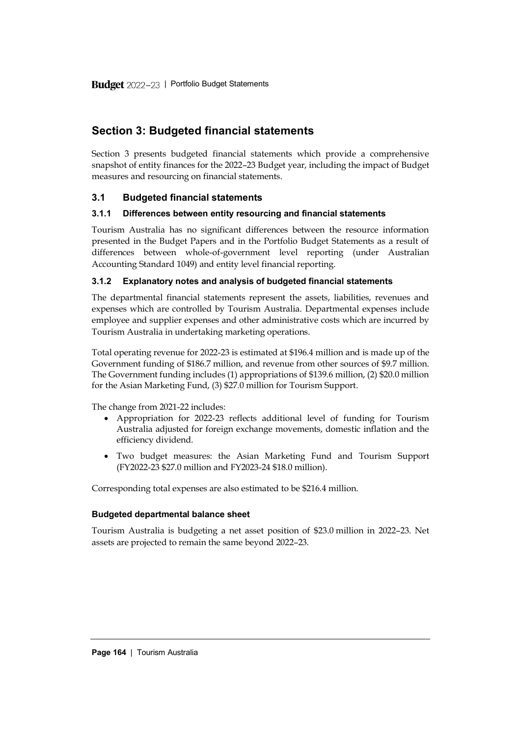## Section 3: Budgeted financial statements

Section 3 presents budgeted financial statements which provide a comprehensive snapshot of entity finances for the 2022–23 Budget year, including the impact of Budget measures and resourcing on financial statements.

### 3.1 Budgeted financial statements

#### 3.1.1 Differences between entity resourcing and financial statements

Tourism Australia has no significant differences between the resource information presented in the Budget Papers and in the Portfolio Budget Statements as a result of differences between whole-of-government level reporting (under Australian Accounting Standard 1049) and entity level financial reporting.

#### 3.1.2 Explanatory notes and analysis of budgeted financial statements

The departmental financial statements represent the assets, liabilities, revenues and expenses which are controlled by Tourism Australia. Departmental expenses include employee and supplier expenses and other administrative costs which are incurred by Tourism Australia in undertaking marketing operations.

Total operating revenue for 2022-23 is estimated at $196.4 million and is made up of the Government funding of $186.7 million, and revenue from other sources of $9.7 million. The Government funding includes (1) appropriations of $139.6 million, (2) $20.0 million for the Asian Marketing Fund, (3) $27.0 million for Tourism Support.

The change from 2021-22 includes:

- Appropriation for 2022-23 reflects additional level of funding for Tourism Australia adjusted for foreign exchange movements, domestic inflation and the efficiency dividend.
- Two budget measures: the Asian Marketing Fund and Tourism Support (FY2022-23 $27.0 million and FY2023-24 $18.0 million).

Corresponding total expenses are also estimated to be $216.4 million.

**Budgeted departmental balance sheet**

Tourism Australia is budgeting a net asset position of $23.0 million in 2022–23. Net assets are projected to remain the same beyond 2022–23.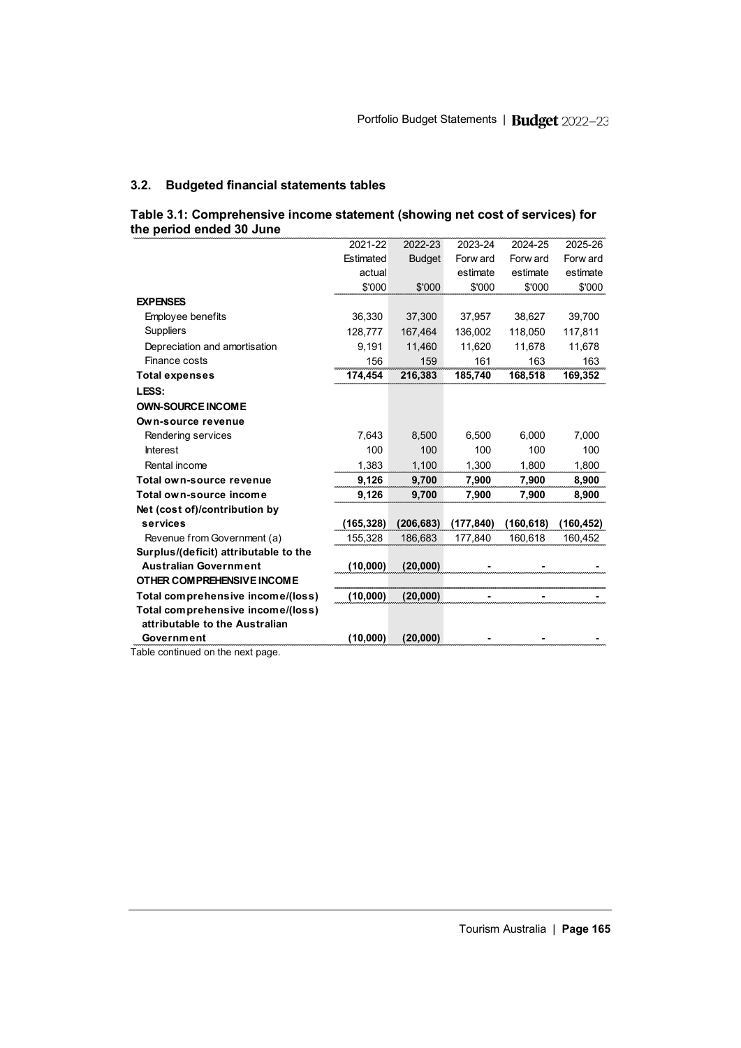## 3.2. Budgeted financial statements tables

**Table 3.1: Comprehensive income statement (showing net cost of services) for the period ended 30 June**

| | 2021-22 Estimated actual $'000 | 2022-23 Budget $'000 | 2023-24 Forward estimate $'000 | 2024-25 Forward estimate $'000 | 2025-26 Forward estimate $'000 |
|---|---|---|---|---|---|
| **EXPENSES** | | | | | |
| Employee benefits | 36,330 | 37,300 | 37,957 | 38,627 | 39,700 |
| Suppliers | 128,777 | 167,464 | 136,002 | 118,050 | 117,811 |
| Depreciation and amortisation | 9,191 | 11,460 | 11,620 | 11,678 | 11,678 |
| Finance costs | 156 | 159 | 161 | 163 | 163 |
| **Total expenses** | **174,454** | **216,383** | **185,740** | **168,518** | **169,352** |
| **LESS:** | | | | | |
| **OWN-SOURCE INCOME** | | | | | |
| **Own-source revenue** | | | | | |
| Rendering services | 7,643 | 8,500 | 6,500 | 6,000 | 7,000 |
| Interest | 100 | 100 | 100 | 100 | 100 |
| Rental income | 1,383 | 1,100 | 1,300 | 1,800 | 1,800 |
| **Total own-source revenue** | **9,126** | **9,700** | **7,900** | **7,900** | **8,900** |
| **Total own-source income** | **9,126** | **9,700** | **7,900** | **7,900** | **8,900** |
| **Net (cost of)/contribution by services** | **(165,328)** | **(206,683)** | **(177,840)** | **(160,618)** | **(160,452)** |
| Revenue from Government (a) | 155,328 | 186,683 | 177,840 | 160,618 | 160,452 |
| **Surplus/(deficit) attributable to the Australian Government** | **(10,000)** | **(20,000)** | **-** | **-** | **-** |
| **OTHER COMPREHENSIVE INCOME** | | | | | |
| **Total comprehensive income/(loss)** | **(10,000)** | **(20,000)** | **-** | **-** | **-** |
| **Total comprehensive income/(loss) attributable to the Australian Government** | **(10,000)** | **(20,000)** | **-** | **-** | **-** |

Table continued on the next page.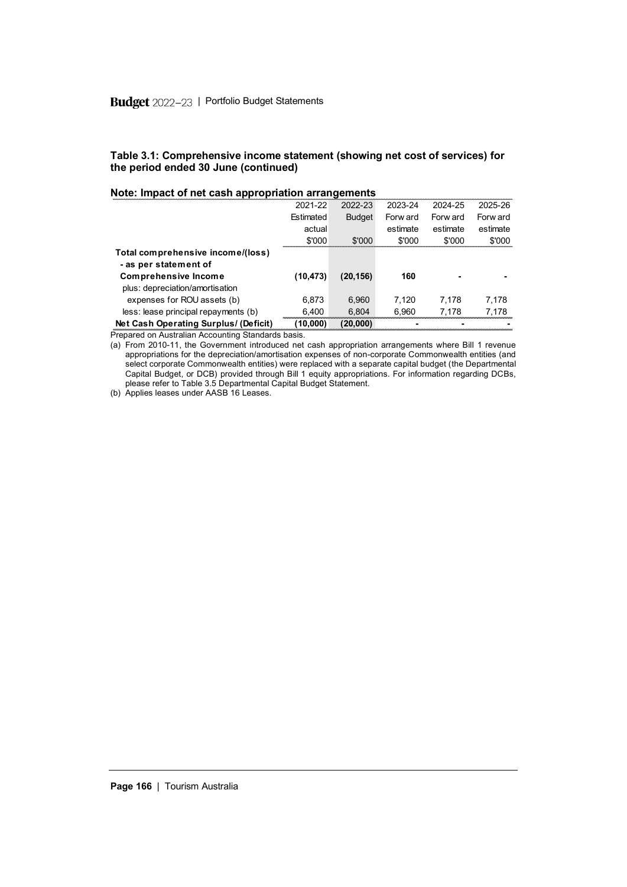**Table 3.1: Comprehensive income statement (showing net cost of services) for the period ended 30 June (continued)**

**Note: Impact of net cash appropriation arrangements**

| | 2021-22 Estimated actual \$'000 | 2022-23 Budget \$'000 | 2023-24 Forward estimate \$'000 | 2024-25 Forward estimate \$'000 | 2025-26 Forward estimate \$'000 |
|---|---|---|---|---|---|
| **Total comprehensive income/(loss) - as per statement of Comprehensive Income** | **(10,473)** | **(20,156)** | **160** | **-** | **-** |
| plus: depreciation/amortisation expenses for ROU assets (b) | 6,873 | 6,960 | 7,120 | 7,178 | 7,178 |
| less: lease principal repayments (b) | 6,400 | 6,804 | 6,960 | 7,178 | 7,178 |
| **Net Cash Operating Surplus/ (Deficit)** | **(10,000)** | **(20,000)** | **-** | **-** | **-** |

Prepared on Australian Accounting Standards basis.

(a) From 2010-11, the Government introduced net cash appropriation arrangements where Bill 1 revenue appropriations for the depreciation/amortisation expenses of non-corporate Commonwealth entities (and select corporate Commonwealth entities) were replaced with a separate capital budget (the Departmental Capital Budget, or DCB) provided through Bill 1 equity appropriations. For information regarding DCBs, please refer to Table 3.5 Departmental Capital Budget Statement.

(b) Applies leases under AASB 16 Leases.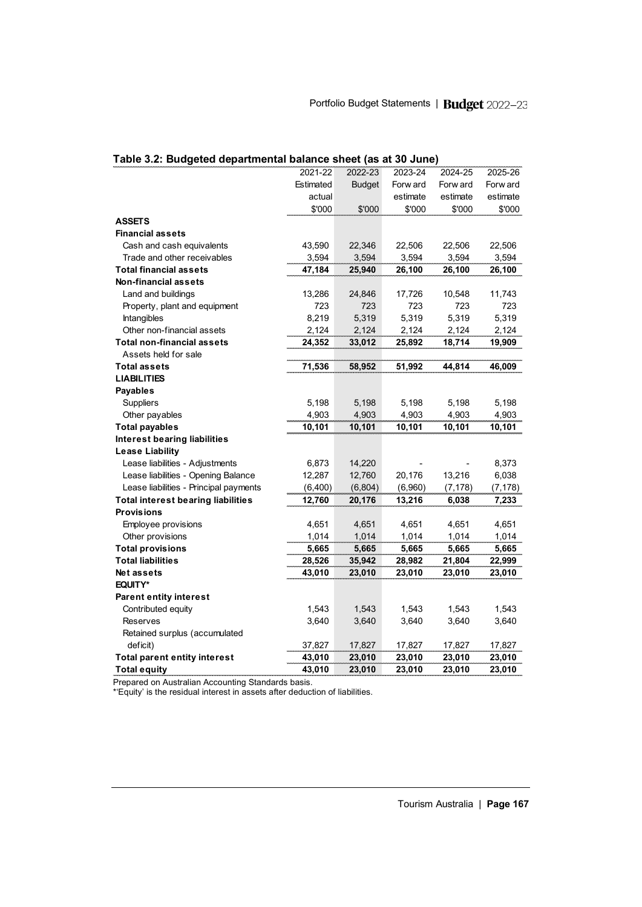**Table 3.2: Budgeted departmental balance sheet (as at 30 June)**

| | 2021-22 Estimated actual $'000 | 2022-23 Budget $'000 | 2023-24 Forward estimate $'000 | 2024-25 Forward estimate $'000 | 2025-26 Forward estimate $'000 |
|---|---|---|---|---|---|
| **ASSETS** | | | | | |
| **Financial assets** | | | | | |
| Cash and cash equivalents | 43,590 | 22,346 | 22,506 | 22,506 | 22,506 |
| Trade and other receivables | 3,594 | 3,594 | 3,594 | 3,594 | 3,594 |
| **Total financial assets** | **47,184** | **25,940** | **26,100** | **26,100** | **26,100** |
| **Non-financial assets** | | | | | |
| Land and buildings | 13,286 | 24,846 | 17,726 | 10,548 | 11,743 |
| Property, plant and equipment | 723 | 723 | 723 | 723 | 723 |
| Intangibles | 8,219 | 5,319 | 5,319 | 5,319 | 5,319 |
| Other non-financial assets | 2,124 | 2,124 | 2,124 | 2,124 | 2,124 |
| **Total non-financial assets** | **24,352** | **33,012** | **25,892** | **18,714** | **19,909** |
| Assets held for sale | | | | | |
| **Total assets** | **71,536** | **58,952** | **51,992** | **44,814** | **46,009** |
| **LIABILITIES** | | | | | |
| **Payables** | | | | | |
| Suppliers | 5,198 | 5,198 | 5,198 | 5,198 | 5,198 |
| Other payables | 4,903 | 4,903 | 4,903 | 4,903 | 4,903 |
| **Total payables** | **10,101** | **10,101** | **10,101** | **10,101** | **10,101** |
| **Interest bearing liabilities** | | | | | |
| **Lease Liability** | | | | | |
| Lease liabilities - Adjustments | 6,873 | 14,220 | - | - | 8,373 |
| Lease liabilities - Opening Balance | 12,287 | 12,760 | 20,176 | 13,216 | 6,038 |
| Lease liabilities - Principal payments | (6,400) | (6,804) | (6,960) | (7,178) | (7,178) |
| **Total interest bearing liabilities** | **12,760** | **20,176** | **13,216** | **6,038** | **7,233** |
| **Provisions** | | | | | |
| Employee provisions | 4,651 | 4,651 | 4,651 | 4,651 | 4,651 |
| Other provisions | 1,014 | 1,014 | 1,014 | 1,014 | 1,014 |
| **Total provisions** | **5,665** | **5,665** | **5,665** | **5,665** | **5,665** |
| **Total liabilities** | **28,526** | **35,942** | **28,982** | **21,804** | **22,999** |
| **Net assets** | **43,010** | **23,010** | **23,010** | **23,010** | **23,010** |
| **EQUITY*** | | | | | |
| **Parent entity interest** | | | | | |
| Contributed equity | 1,543 | 1,543 | 1,543 | 1,543 | 1,543 |
| Reserves | 3,640 | 3,640 | 3,640 | 3,640 | 3,640 |
| Retained surplus (accumulated deficit) | 37,827 | 17,827 | 17,827 | 17,827 | 17,827 |
| **Total parent entity interest** | **43,010** | **23,010** | **23,010** | **23,010** | **23,010** |
| **Total equity** | **43,010** | **23,010** | **23,010** | **23,010** | **23,010** |

Prepared on Australian Accounting Standards basis.
*'Equity' is the residual interest in assets after deduction of liabilities.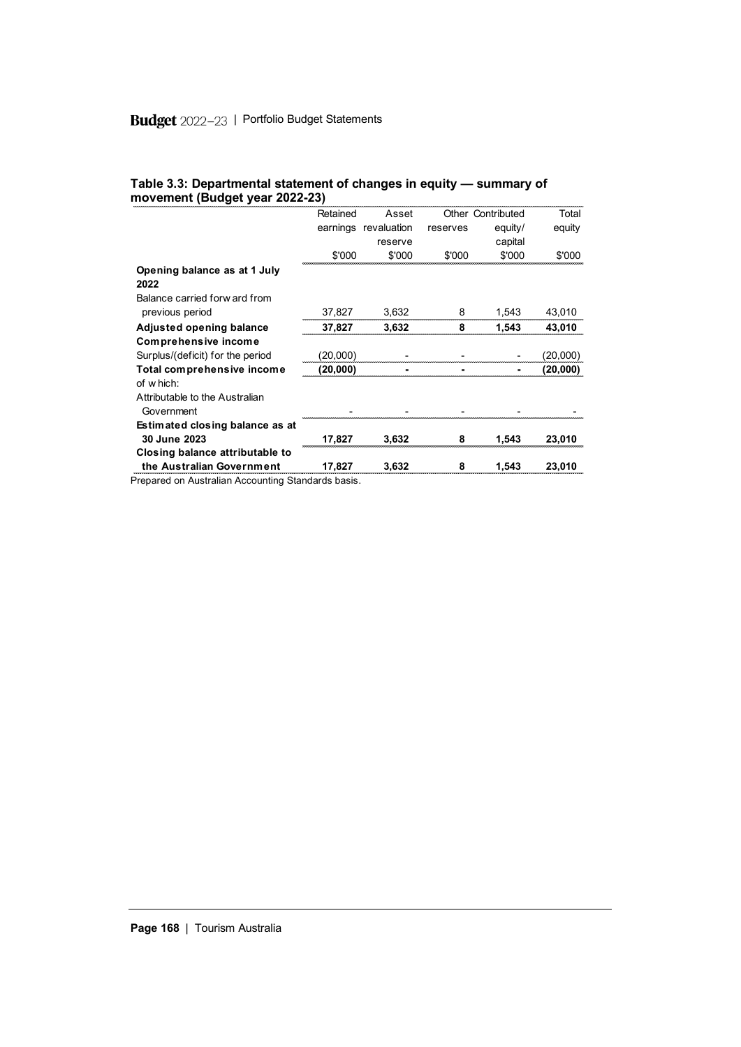**Table 3.3: Departmental statement of changes in equity — summary of movement (Budget year 2022-23)**

| | Retained earnings | Asset revaluation reserve | Other reserves | Contributed equity/ capital | Total equity |
|---|---|---|---|---|---|
| | $'000 | $'000 | $'000 | $'000 | $'000 |
| **Opening balance as at 1 July 2022** | | | | | |
| Balance carried forward from previous period | 37,827 | 3,632 | 8 | 1,543 | 43,010 |
| **Adjusted opening balance** | **37,827** | **3,632** | **8** | **1,543** | **43,010** |
| **Comprehensive income** | | | | | |
| Surplus/(deficit) for the period | (20,000) | - | - | - | (20,000) |
| **Total comprehensive income** | **(20,000)** | **-** | **-** | **-** | **(20,000)** |
| of which: | | | | | |
| Attributable to the Australian Government | - | - | - | - | - |
| **Estimated closing balance as at 30 June 2023** | **17,827** | **3,632** | **8** | **1,543** | **23,010** |
| **Closing balance attributable to the Australian Government** | **17,827** | **3,632** | **8** | **1,543** | **23,010** |

Prepared on Australian Accounting Standards basis.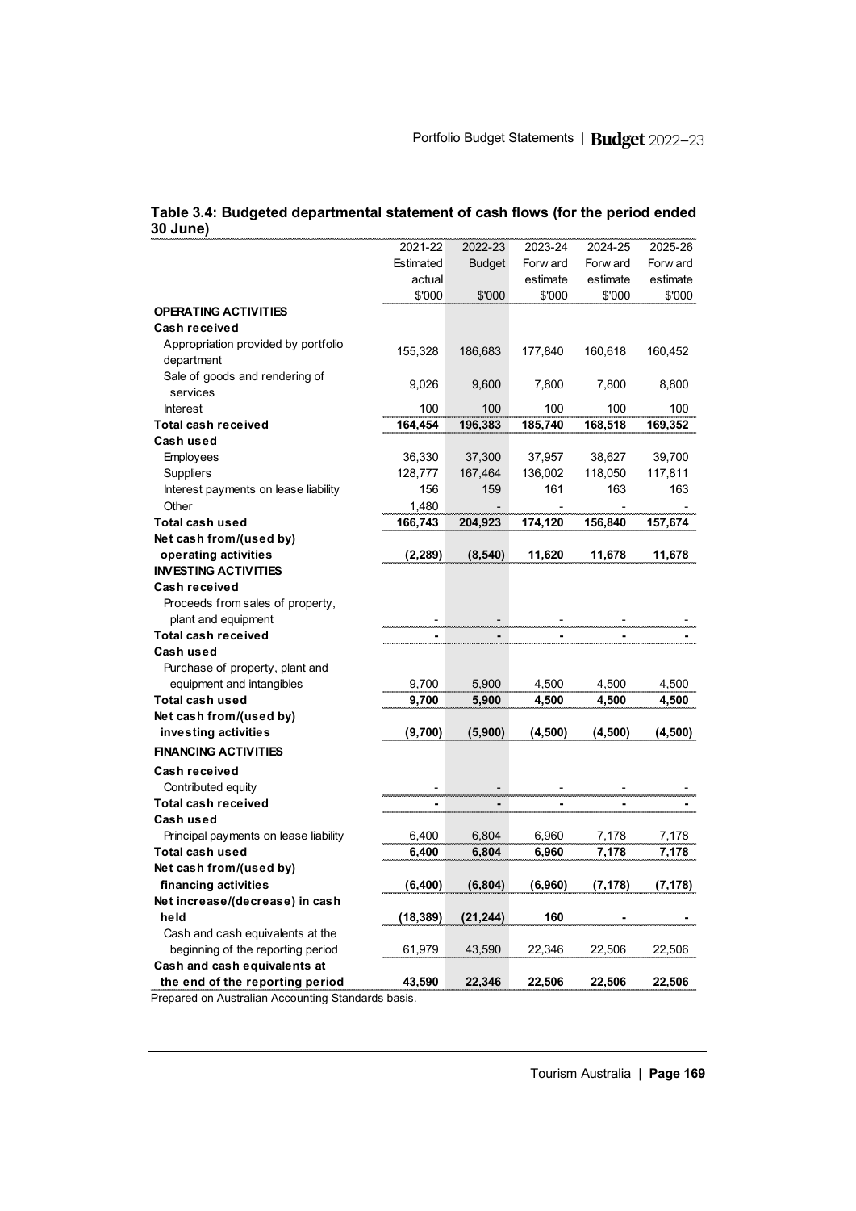**Table 3.4: Budgeted departmental statement of cash flows (for the period ended 30 June)**

| | 2021-22 Estimated actual $'000 | 2022-23 Budget $'000 | 2023-24 Forward estimate $'000 | 2024-25 Forward estimate $'000 | 2025-26 Forward estimate $'000 |
|---|---|---|---|---|---|
| **OPERATING ACTIVITIES** | | | | | |
| **Cash received** | | | | | |
| Appropriation provided by portfolio department | 155,328 | 186,683 | 177,840 | 160,618 | 160,452 |
| Sale of goods and rendering of services | 9,026 | 9,600 | 7,800 | 7,800 | 8,800 |
| Interest | 100 | 100 | 100 | 100 | 100 |
| **Total cash received** | **164,454** | **196,383** | **185,740** | **168,518** | **169,352** |
| **Cash used** | | | | | |
| Employees | 36,330 | 37,300 | 37,957 | 38,627 | 39,700 |
| Suppliers | 128,777 | 167,464 | 136,002 | 118,050 | 117,811 |
| Interest payments on lease liability | 156 | 159 | 161 | 163 | 163 |
| Other | 1,480 | - | - | - | - |
| **Total cash used** | **166,743** | **204,923** | **174,120** | **156,840** | **157,674** |
| **Net cash from/(used by) operating activities** | **(2,289)** | **(8,540)** | **11,620** | **11,678** | **11,678** |
| **INVESTING ACTIVITIES** | | | | | |
| **Cash received** | | | | | |
| Proceeds from sales of property, plant and equipment | - | - | - | - | - |
| **Total cash received** | **-** | **-** | **-** | **-** | **-** |
| **Cash used** | | | | | |
| Purchase of property, plant and equipment and intangibles | 9,700 | 5,900 | 4,500 | 4,500 | 4,500 |
| **Total cash used** | **9,700** | **5,900** | **4,500** | **4,500** | **4,500** |
| **Net cash from/(used by) investing activities** | **(9,700)** | **(5,900)** | **(4,500)** | **(4,500)** | **(4,500)** |
| **FINANCING ACTIVITIES** | | | | | |
| **Cash received** | | | | | |
| Contributed equity | - | - | - | - | - |
| **Total cash received** | **-** | **-** | **-** | **-** | **-** |
| **Cash used** | | | | | |
| Principal payments on lease liability | 6,400 | 6,804 | 6,960 | 7,178 | 7,178 |
| **Total cash used** | **6,400** | **6,804** | **6,960** | **7,178** | **7,178** |
| **Net cash from/(used by) financing activities** | **(6,400)** | **(6,804)** | **(6,960)** | **(7,178)** | **(7,178)** |
| **Net increase/(decrease) in cash held** | **(18,389)** | **(21,244)** | **160** | **-** | **-** |
| Cash and cash equivalents at the beginning of the reporting period | 61,979 | 43,590 | 22,346 | 22,506 | 22,506 |
| **Cash and cash equivalents at the end of the reporting period** | **43,590** | **22,346** | **22,506** | **22,506** | **22,506** |

Prepared on Australian Accounting Standards basis.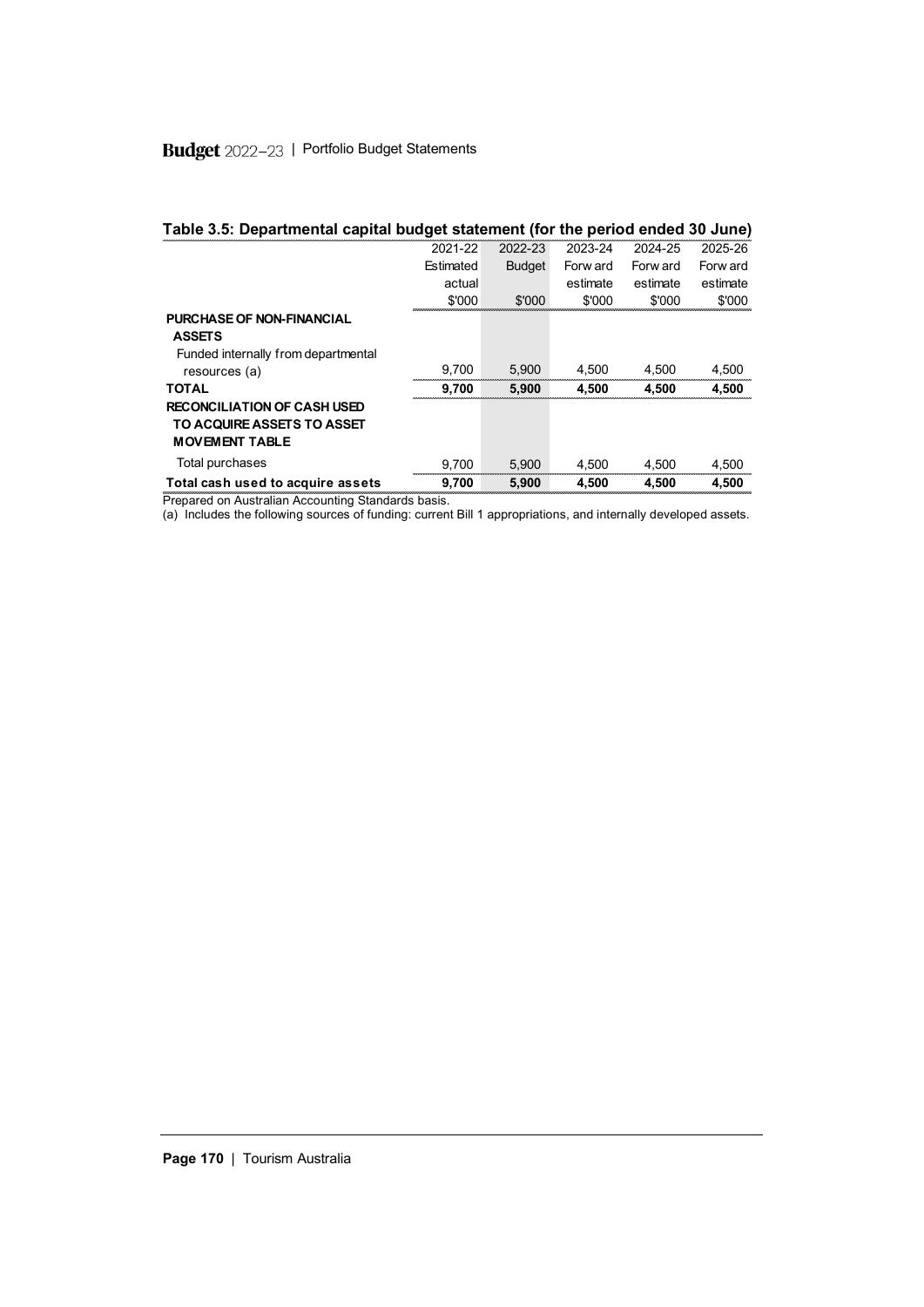**Table 3.5: Departmental capital budget statement (for the period ended 30 June)**

| | 2021-22 Estimated actual $'000 | 2022-23 Budget $'000 | 2023-24 Forward estimate $'000 | 2024-25 Forward estimate $'000 | 2025-26 Forward estimate $'000 |
|---|---|---|---|---|---|
| **PURCHASE OF NON-FINANCIAL ASSETS** | | | | | |
| Funded internally from departmental resources (a) | 9,700 | 5,900 | 4,500 | 4,500 | 4,500 |
| **TOTAL** | **9,700** | **5,900** | **4,500** | **4,500** | **4,500** |
| **RECONCILIATION OF CASH USED TO ACQUIRE ASSETS TO ASSET MOVEMENT TABLE** | | | | | |
| Total purchases | 9,700 | 5,900 | 4,500 | 4,500 | 4,500 |
| **Total cash used to acquire assets** | **9,700** | **5,900** | **4,500** | **4,500** | **4,500** |

Prepared on Australian Accounting Standards basis.

(a) Includes the following sources of funding: current Bill 1 appropriations, and internally developed assets.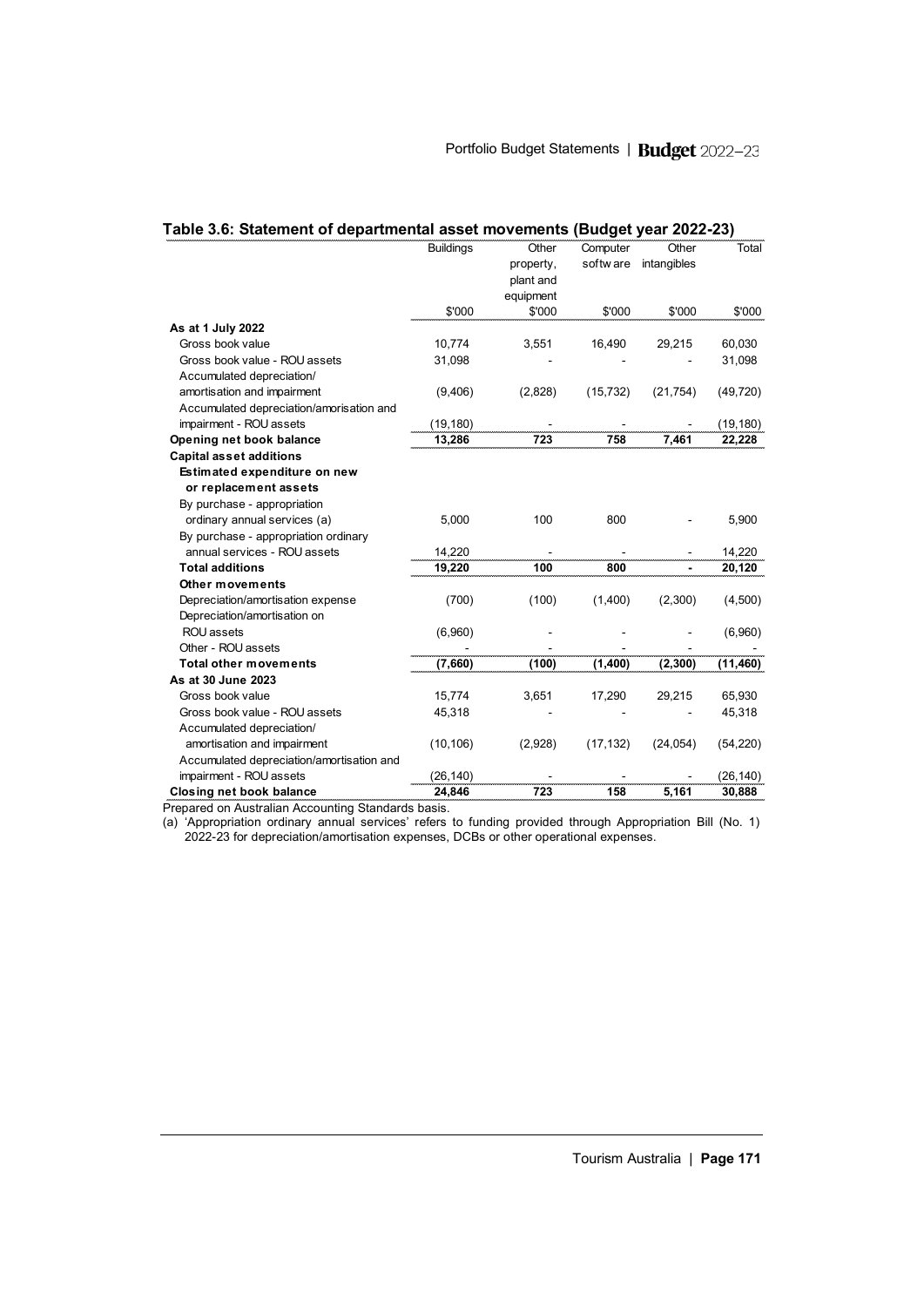## Table 3.6: Statement of departmental asset movements (Budget year 2022-23)

| | Buildings | Other property, plant and equipment | Computer software | Other intangibles | Total |
|---|---|---|---|---|---|
| | $'000 | $'000 | $'000 | $'000 | $'000 |
| **As at 1 July 2022** | | | | | |
| Gross book value | 10,774 | 3,551 | 16,490 | 29,215 | 60,030 |
| Gross book value - ROU assets | 31,098 | - | - | - | 31,098 |
| Accumulated depreciation/ amortisation and impairment | (9,406) | (2,828) | (15,732) | (21,754) | (49,720) |
| Accumulated depreciation/amorisation and impairment - ROU assets | (19,180) | - | - | - | (19,180) |
| **Opening net book balance** | **13,286** | **723** | **758** | **7,461** | **22,228** |
| **Capital asset additions** | | | | | |
| **Estimated expenditure on new or replacement assets** | | | | | |
| By purchase - appropriation ordinary annual services (a) | 5,000 | 100 | 800 | - | 5,900 |
| By purchase - appropriation ordinary annual services - ROU assets | 14,220 | - | - | - | 14,220 |
| **Total additions** | **19,220** | **100** | **800** | **-** | **20,120** |
| **Other movements** | | | | | |
| Depreciation/amortisation expense | (700) | (100) | (1,400) | (2,300) | (4,500) |
| Depreciation/amortisation on ROU assets | (6,960) | - | - | - | (6,960) |
| Other - ROU assets | - | - | - | - | - |
| **Total other movements** | **(7,660)** | **(100)** | **(1,400)** | **(2,300)** | **(11,460)** |
| **As at 30 June 2023** | | | | | |
| Gross book value | 15,774 | 3,651 | 17,290 | 29,215 | 65,930 |
| Gross book value - ROU assets | 45,318 | - | - | - | 45,318 |
| Accumulated depreciation/ amortisation and impairment | (10,106) | (2,928) | (17,132) | (24,054) | (54,220) |
| Accumulated depreciation/amortisation and impairment - ROU assets | (26,140) | - | - | - | (26,140) |
| **Closing net book balance** | **24,846** | **723** | **158** | **5,161** | **30,888** |

Prepared on Australian Accounting Standards basis.

(a) 'Appropriation ordinary annual services' refers to funding provided through Appropriation Bill (No. 1) 2022-23 for depreciation/amortisation expenses, DCBs or other operational expenses.